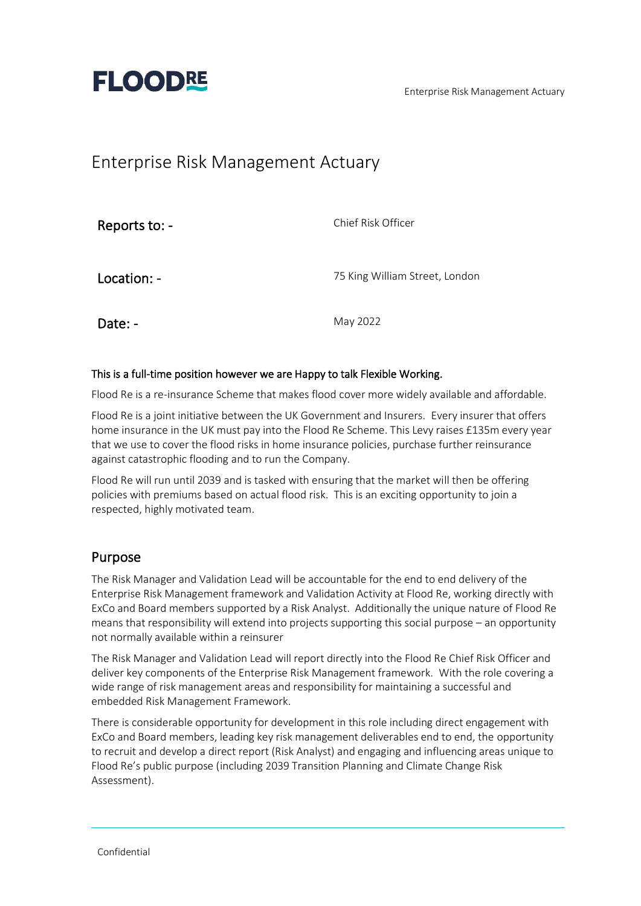# Enterprise Risk Management Actuary

| | |
|---|---|
| **Reports to: -** | Chief Risk Officer |
| **Location: -** | 75 King William Street, London |
| **Date: -** | May 2022 |

**This is a full-time position however we are Happy to talk Flexible Working.**

Flood Re is a re-insurance Scheme that makes flood cover more widely available and affordable.

Flood Re is a joint initiative between the UK Government and Insurers. Every insurer that offers home insurance in the UK must pay into the Flood Re Scheme. This Levy raises £135m every year that we use to cover the flood risks in home insurance policies, purchase further reinsurance against catastrophic flooding and to run the Company.

Flood Re will run until 2039 and is tasked with ensuring that the market will then be offering policies with premiums based on actual flood risk. This is an exciting opportunity to join a respected, highly motivated team.

## Purpose

The Risk Manager and Validation Lead will be accountable for the end to end delivery of the Enterprise Risk Management framework and Validation Activity at Flood Re, working directly with ExCo and Board members supported by a Risk Analyst. Additionally the unique nature of Flood Re means that responsibility will extend into projects supporting this social purpose – an opportunity not normally available within a reinsurer

The Risk Manager and Validation Lead will report directly into the Flood Re Chief Risk Officer and deliver key components of the Enterprise Risk Management framework. With the role covering a wide range of risk management areas and responsibility for maintaining a successful and embedded Risk Management Framework.

There is considerable opportunity for development in this role including direct engagement with ExCo and Board members, leading key risk management deliverables end to end, the opportunity to recruit and develop a direct report (Risk Analyst) and engaging and influencing areas unique to Flood Re's public purpose (including 2039 Transition Planning and Climate Change Risk Assessment).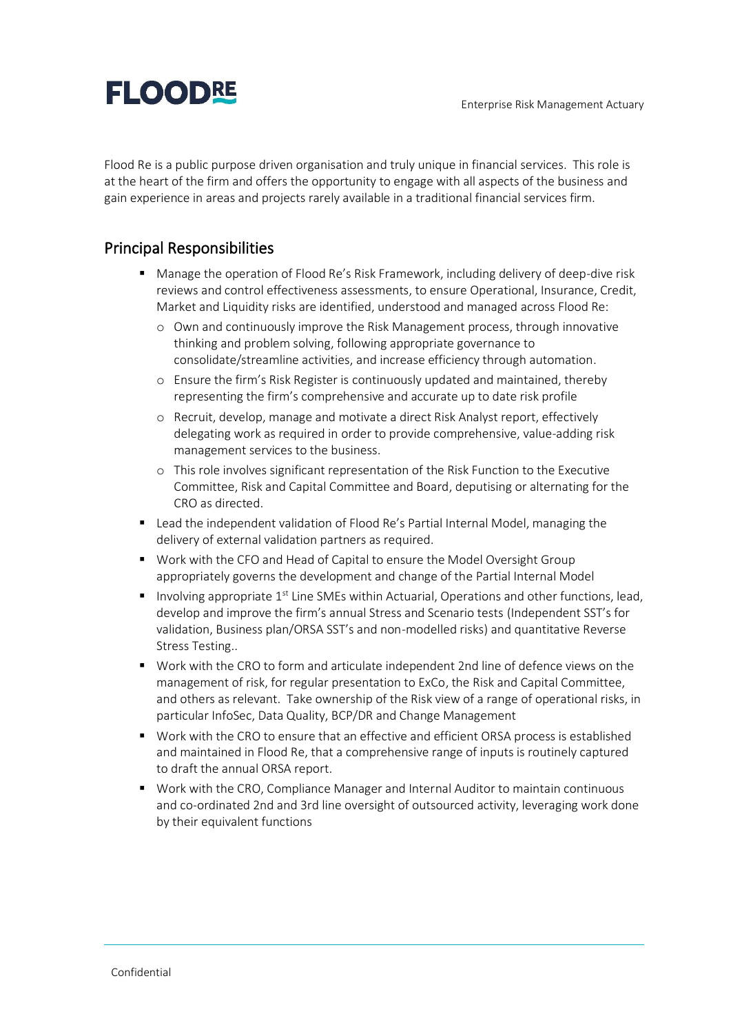Flood Re is a public purpose driven organisation and truly unique in financial services. This role is at the heart of the firm and offers the opportunity to engage with all aspects of the business and gain experience in areas and projects rarely available in a traditional financial services firm.

## Principal Responsibilities

- Manage the operation of Flood Re's Risk Framework, including delivery of deep-dive risk reviews and control effectiveness assessments, to ensure Operational, Insurance, Credit, Market and Liquidity risks are identified, understood and managed across Flood Re:
  - Own and continuously improve the Risk Management process, through innovative thinking and problem solving, following appropriate governance to consolidate/streamline activities, and increase efficiency through automation.
  - Ensure the firm's Risk Register is continuously updated and maintained, thereby representing the firm's comprehensive and accurate up to date risk profile
  - Recruit, develop, manage and motivate a direct Risk Analyst report, effectively delegating work as required in order to provide comprehensive, value-adding risk management services to the business.
  - This role involves significant representation of the Risk Function to the Executive Committee, Risk and Capital Committee and Board, deputising or alternating for the CRO as directed.
- Lead the independent validation of Flood Re's Partial Internal Model, managing the delivery of external validation partners as required.
- Work with the CFO and Head of Capital to ensure the Model Oversight Group appropriately governs the development and change of the Partial Internal Model
- Involving appropriate 1st Line SMEs within Actuarial, Operations and other functions, lead, develop and improve the firm's annual Stress and Scenario tests (Independent SST's for validation, Business plan/ORSA SST's and non-modelled risks) and quantitative Reverse Stress Testing..
- Work with the CRO to form and articulate independent 2nd line of defence views on the management of risk, for regular presentation to ExCo, the Risk and Capital Committee, and others as relevant. Take ownership of the Risk view of a range of operational risks, in particular InfoSec, Data Quality, BCP/DR and Change Management
- Work with the CRO to ensure that an effective and efficient ORSA process is established and maintained in Flood Re, that a comprehensive range of inputs is routinely captured to draft the annual ORSA report.
- Work with the CRO, Compliance Manager and Internal Auditor to maintain continuous and co-ordinated 2nd and 3rd line oversight of outsourced activity, leveraging work done by their equivalent functions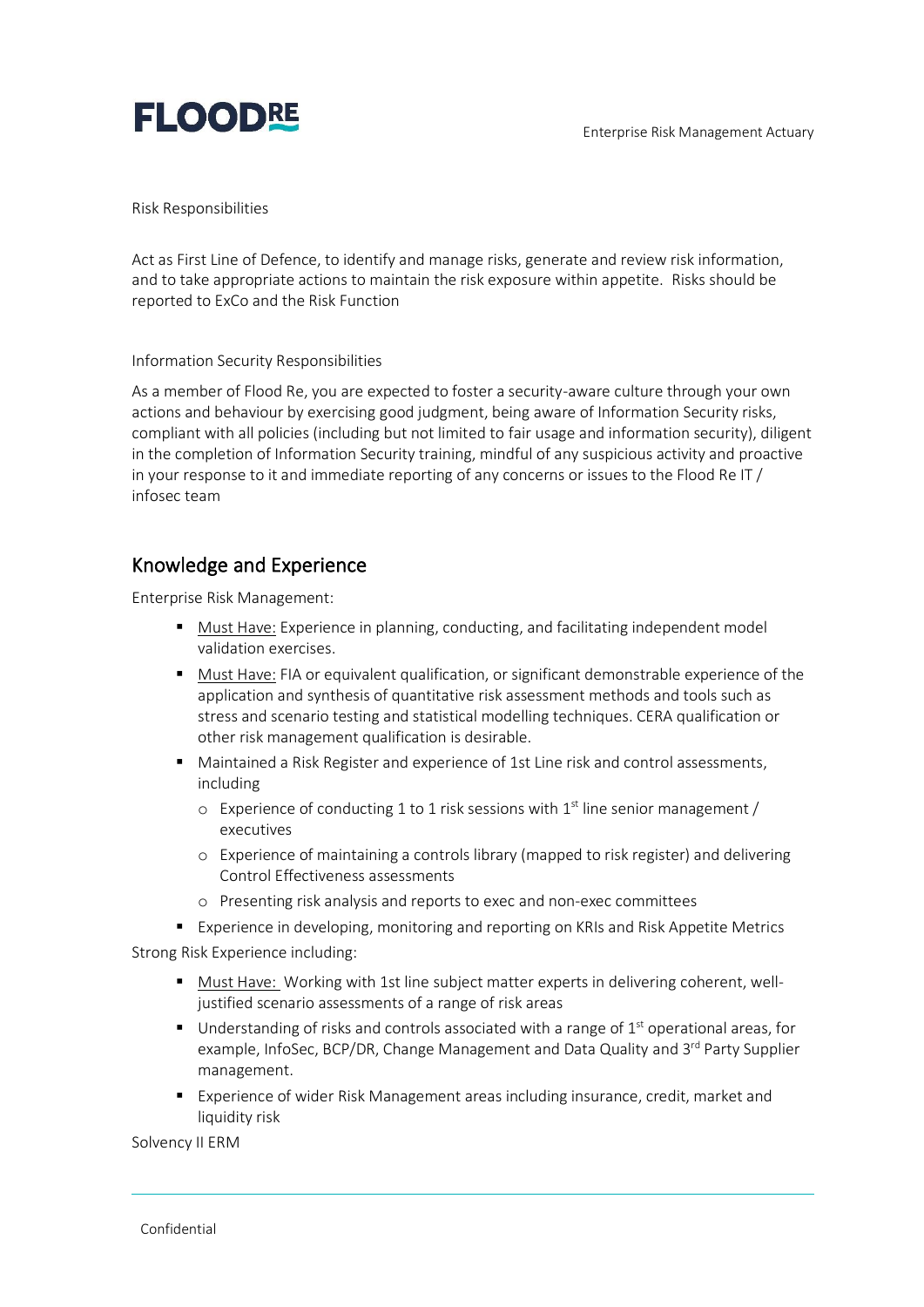Risk Responsibilities

Act as First Line of Defence, to identify and manage risks, generate and review risk information, and to take appropriate actions to maintain the risk exposure within appetite. Risks should be reported to ExCo and the Risk Function

Information Security Responsibilities

As a member of Flood Re, you are expected to foster a security-aware culture through your own actions and behaviour by exercising good judgment, being aware of Information Security risks, compliant with all policies (including but not limited to fair usage and information security), diligent in the completion of Information Security training, mindful of any suspicious activity and proactive in your response to it and immediate reporting of any concerns or issues to the Flood Re IT / infosec team

## Knowledge and Experience

Enterprise Risk Management:

- Must Have: Experience in planning, conducting, and facilitating independent model validation exercises.
- Must Have: FIA or equivalent qualification, or significant demonstrable experience of the application and synthesis of quantitative risk assessment methods and tools such as stress and scenario testing and statistical modelling techniques. CERA qualification or other risk management qualification is desirable.
- Maintained a Risk Register and experience of 1st Line risk and control assessments, including
  - Experience of conducting 1 to 1 risk sessions with 1st line senior management / executives
  - Experience of maintaining a controls library (mapped to risk register) and delivering Control Effectiveness assessments
  - Presenting risk analysis and reports to exec and non-exec committees
- Experience in developing, monitoring and reporting on KRIs and Risk Appetite Metrics

Strong Risk Experience including:

- Must Have: Working with 1st line subject matter experts in delivering coherent, well-justified scenario assessments of a range of risk areas
- Understanding of risks and controls associated with a range of 1st operational areas, for example, InfoSec, BCP/DR, Change Management and Data Quality and 3rd Party Supplier management.
- Experience of wider Risk Management areas including insurance, credit, market and liquidity risk

Solvency II ERM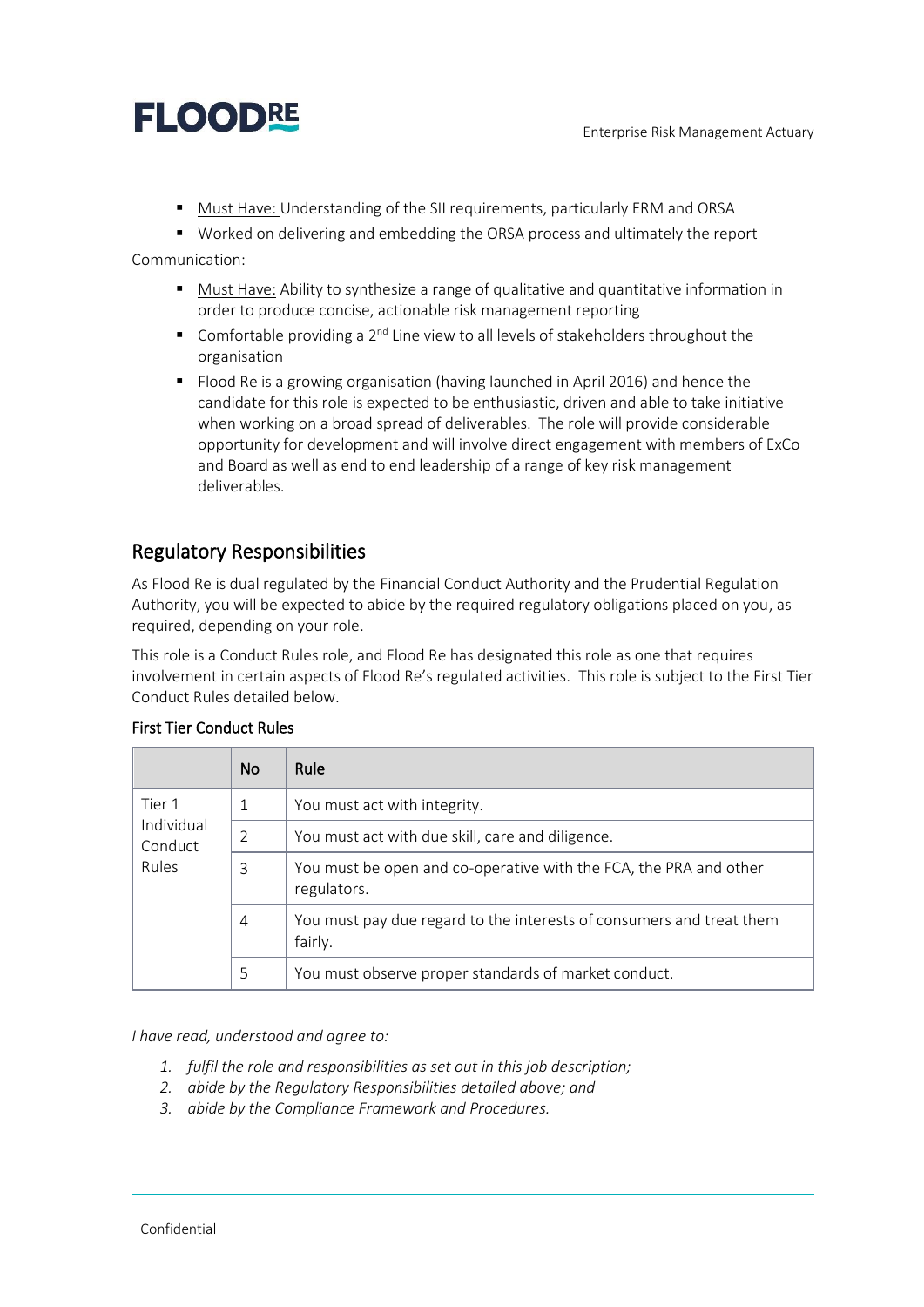- Must Have: Understanding of the SII requirements, particularly ERM and ORSA
- Worked on delivering and embedding the ORSA process and ultimately the report

Communication:

- Must Have: Ability to synthesize a range of qualitative and quantitative information in order to produce concise, actionable risk management reporting
- Comfortable providing a 2nd Line view to all levels of stakeholders throughout the organisation
- Flood Re is a growing organisation (having launched in April 2016) and hence the candidate for this role is expected to be enthusiastic, driven and able to take initiative when working on a broad spread of deliverables. The role will provide considerable opportunity for development and will involve direct engagement with members of ExCo and Board as well as end to end leadership of a range of key risk management deliverables.

## Regulatory Responsibilities

As Flood Re is dual regulated by the Financial Conduct Authority and the Prudential Regulation Authority, you will be expected to abide by the required regulatory obligations placed on you, as required, depending on your role.

This role is a Conduct Rules role, and Flood Re has designated this role as one that requires involvement in certain aspects of Flood Re's regulated activities. This role is subject to the First Tier Conduct Rules detailed below.

### First Tier Conduct Rules

| | No | Rule |
|---|---|---|
| Tier 1 Individual Conduct Rules | 1 | You must act with integrity. |
| | 2 | You must act with due skill, care and diligence. |
| | 3 | You must be open and co-operative with the FCA, the PRA and other regulators. |
| | 4 | You must pay due regard to the interests of consumers and treat them fairly. |
| | 5 | You must observe proper standards of market conduct. |

*I have read, understood and agree to:*

1. *fulfil the role and responsibilities as set out in this job description;*
2. *abide by the Regulatory Responsibilities detailed above; and*
3. *abide by the Compliance Framework and Procedures.*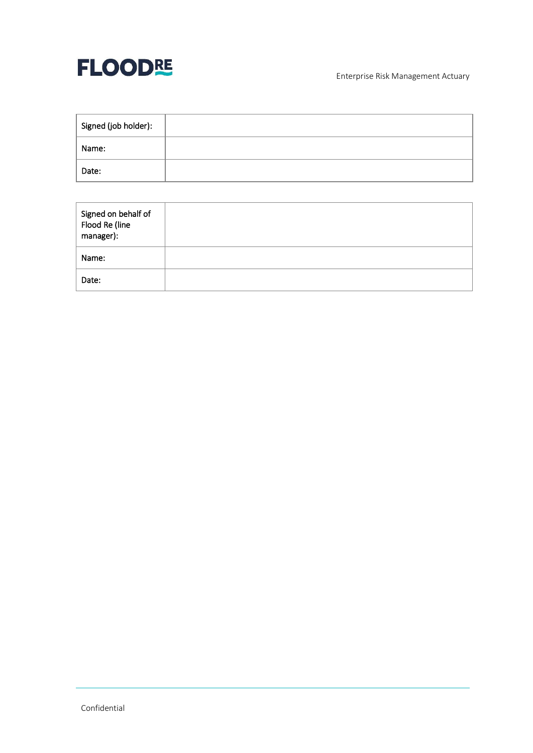| | |
|---|---|
| Signed (job holder): | |
| Name: | |
| Date: | |

| | |
|---|---|
| Signed on behalf of Flood Re (line manager): | |
| Name: | |
| Date: | |